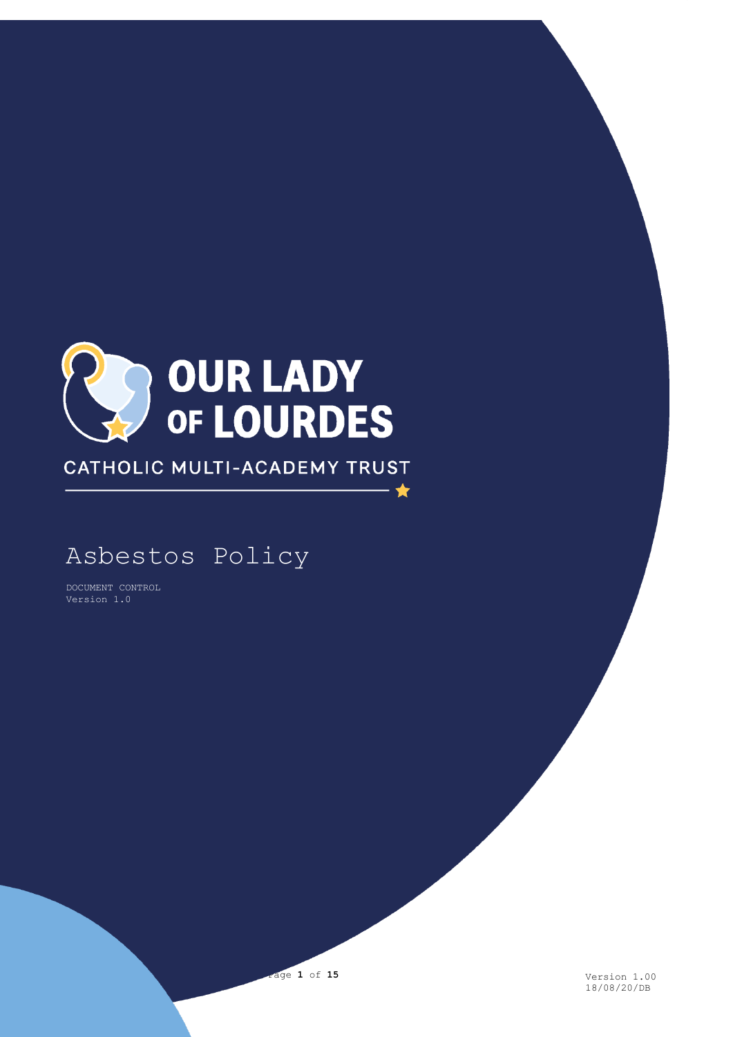OUR LADY OF LOURDES

CATHOLIC MULTI-ACADEMY TRUST

# Asbestos Policy

DOCUMENT CONTROL
Version 1.0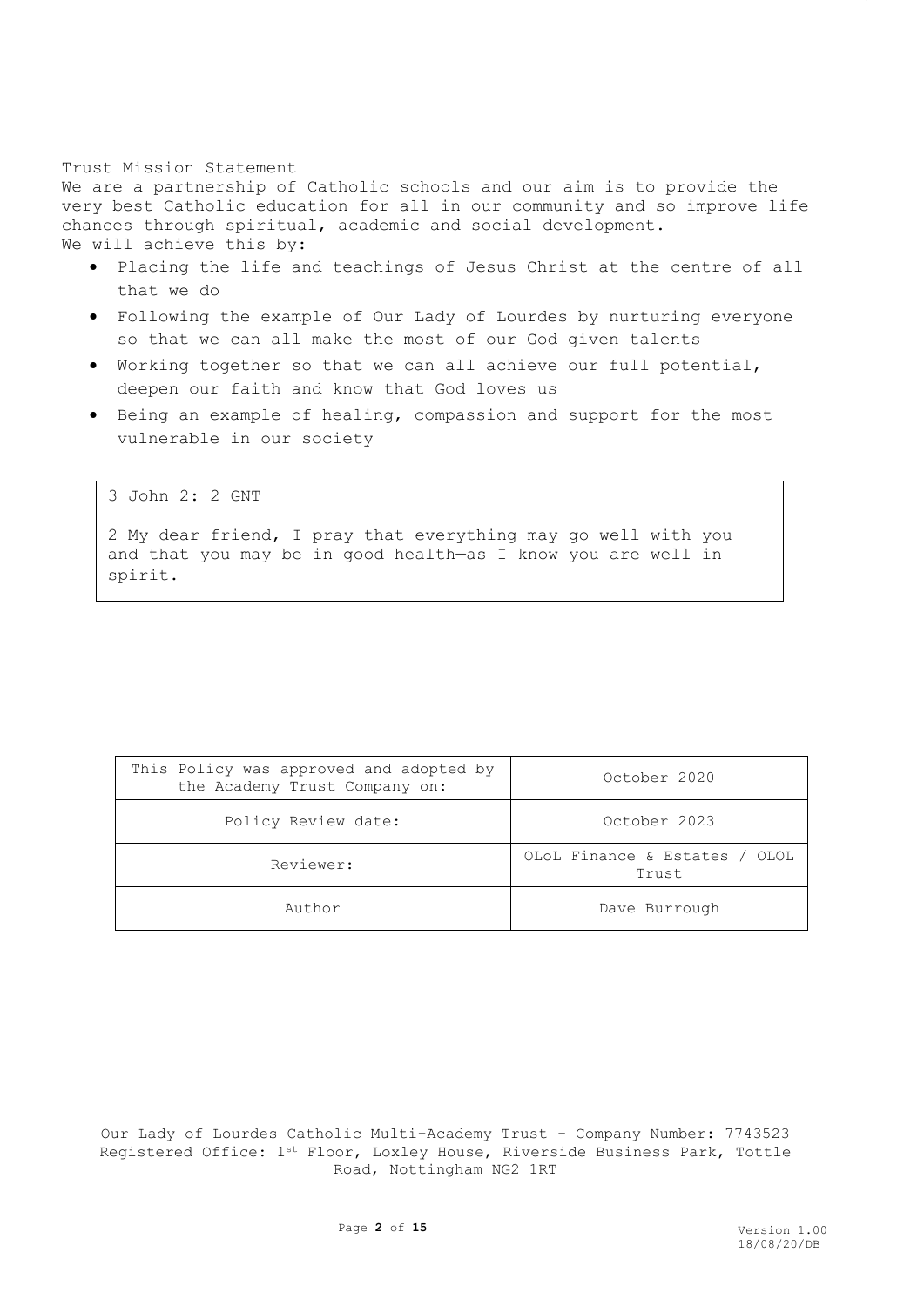Trust Mission Statement

We are a partnership of Catholic schools and our aim is to provide the very best Catholic education for all in our community and so improve life chances through spiritual, academic and social development.

We will achieve this by:

- Placing the life and teachings of Jesus Christ at the centre of all that we do
- Following the example of Our Lady of Lourdes by nurturing everyone so that we can all make the most of our God given talents
- Working together so that we can all achieve our full potential, deepen our faith and know that God loves us
- Being an example of healing, compassion and support for the most vulnerable in our society

> 3 John 2: 2 GNT
>
> 2 My dear friend, I pray that everything may go well with you and that you may be in good health—as I know you are well in spirit.

| This Policy was approved and adopted by the Academy Trust Company on: | October 2020 |
|---|---|
| Policy Review date: | October 2023 |
| Reviewer: | OLoL Finance & Estates / OLOL Trust |
| Author | Dave Burrough |

Our Lady of Lourdes Catholic Multi-Academy Trust - Company Number: 7743523
Registered Office: 1st Floor, Loxley House, Riverside Business Park, Tottle Road, Nottingham NG2 1RT

Version 1.00
18/08/20/DB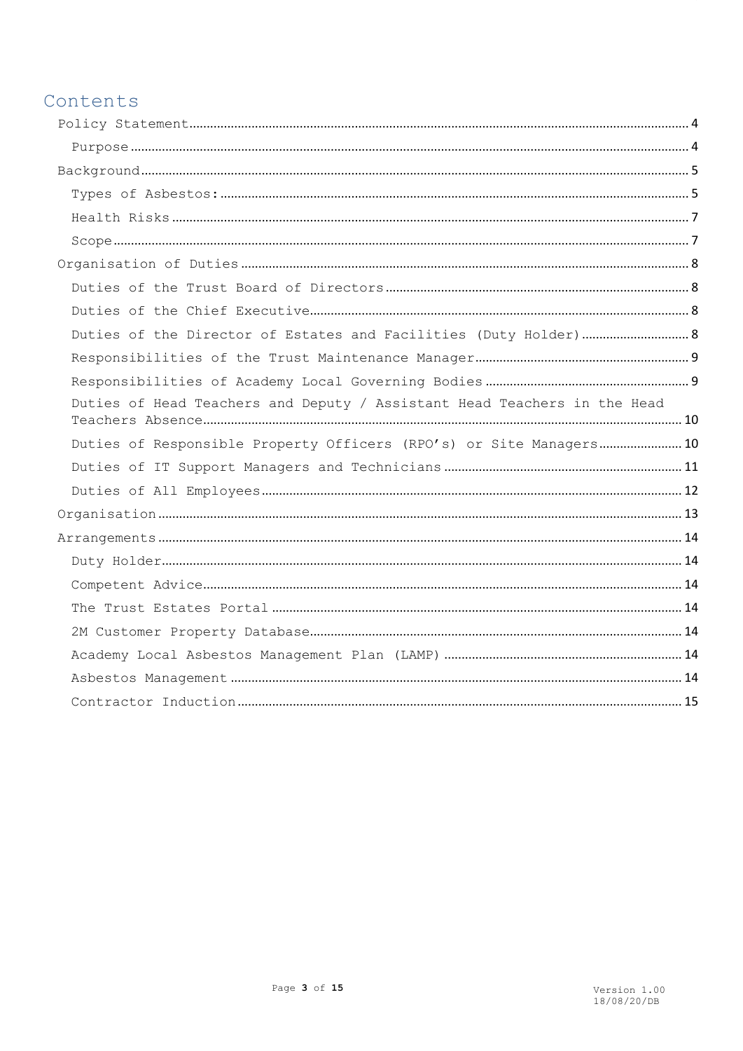# Contents

- Policy Statement ... 4
  - Purpose ... 4
- Background ... 5
  - Types of Asbestos: ... 5
  - Health Risks ... 7
  - Scope ... 7
- Organisation of Duties ... 8
  - Duties of the Trust Board of Directors ... 8
  - Duties of the Chief Executive ... 8
  - Duties of the Director of Estates and Facilities (Duty Holder) ... 8
  - Responsibilities of the Trust Maintenance Manager ... 9
  - Responsibilities of Academy Local Governing Bodies ... 9
  - Duties of Head Teachers and Deputy / Assistant Head Teachers in the Head Teachers Absence ... 10
  - Duties of Responsible Property Officers (RPO's) or Site Managers ... 10
  - Duties of IT Support Managers and Technicians ... 11
  - Duties of All Employees ... 12
- Organisation ... 13
- Arrangements ... 14
  - Duty Holder ... 14
  - Competent Advice ... 14
  - The Trust Estates Portal ... 14
  - 2M Customer Property Database ... 14
  - Academy Local Asbestos Management Plan (LAMP) ... 14
  - Asbestos Management ... 14
  - Contractor Induction ... 15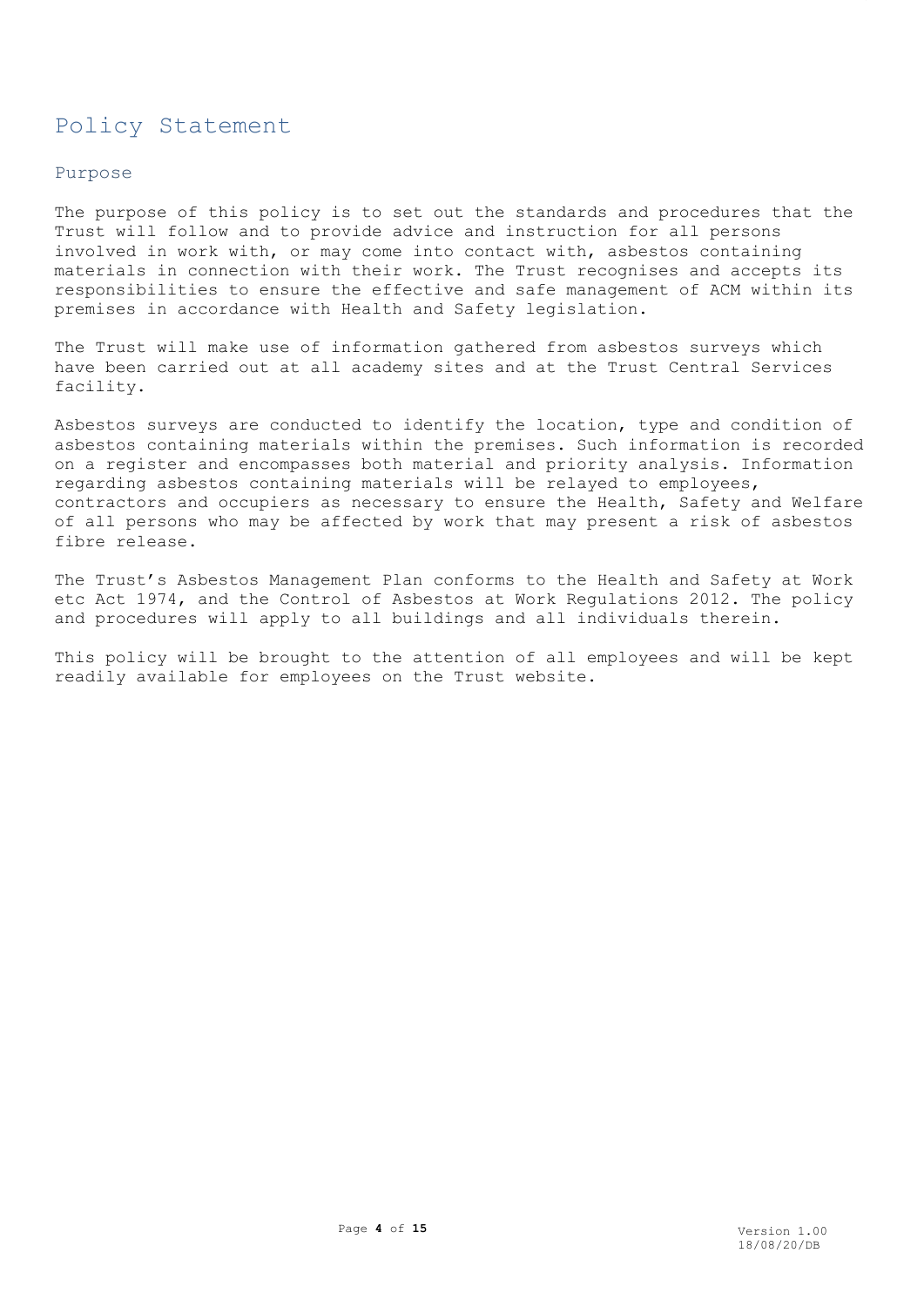# Policy Statement

## Purpose

The purpose of this policy is to set out the standards and procedures that the Trust will follow and to provide advice and instruction for all persons involved in work with, or may come into contact with, asbestos containing materials in connection with their work. The Trust recognises and accepts its responsibilities to ensure the effective and safe management of ACM within its premises in accordance with Health and Safety legislation.

The Trust will make use of information gathered from asbestos surveys which have been carried out at all academy sites and at the Trust Central Services facility.

Asbestos surveys are conducted to identify the location, type and condition of asbestos containing materials within the premises. Such information is recorded on a register and encompasses both material and priority analysis. Information regarding asbestos containing materials will be relayed to employees, contractors and occupiers as necessary to ensure the Health, Safety and Welfare of all persons who may be affected by work that may present a risk of asbestos fibre release.

The Trust's Asbestos Management Plan conforms to the Health and Safety at Work etc Act 1974, and the Control of Asbestos at Work Regulations 2012. The policy and procedures will apply to all buildings and all individuals therein.

This policy will be brought to the attention of all employees and will be kept readily available for employees on the Trust website.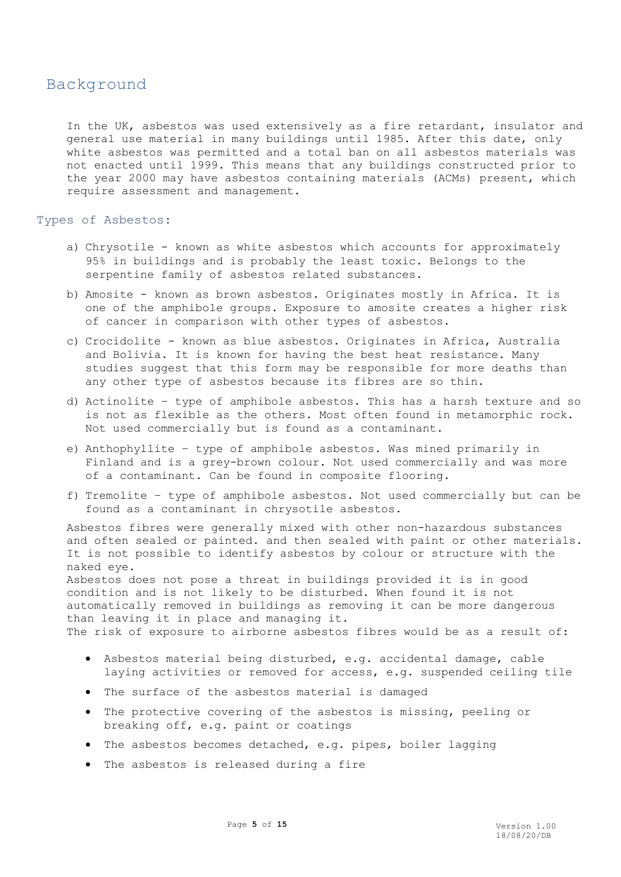# Background

In the UK, asbestos was used extensively as a fire retardant, insulator and general use material in many buildings until 1985. After this date, only white asbestos was permitted and a total ban on all asbestos materials was not enacted until 1999. This means that any buildings constructed prior to the year 2000 may have asbestos containing materials (ACMs) present, which require assessment and management.

## Types of Asbestos:

a) Chrysotile - known as white asbestos which accounts for approximately 95% in buildings and is probably the least toxic. Belongs to the serpentine family of asbestos related substances.

b) Amosite - known as brown asbestos. Originates mostly in Africa. It is one of the amphibole groups. Exposure to amosite creates a higher risk of cancer in comparison with other types of asbestos.

c) Crocidolite - known as blue asbestos. Originates in Africa, Australia and Bolivia. It is known for having the best heat resistance. Many studies suggest that this form may be responsible for more deaths than any other type of asbestos because its fibres are so thin.

d) Actinolite – type of amphibole asbestos. This has a harsh texture and so is not as flexible as the others. Most often found in metamorphic rock. Not used commercially but is found as a contaminant.

e) Anthophyllite – type of amphibole asbestos. Was mined primarily in Finland and is a grey-brown colour. Not used commercially and was more of a contaminant. Can be found in composite flooring.

f) Tremolite – type of amphibole asbestos. Not used commercially but can be found as a contaminant in chrysotile asbestos.

Asbestos fibres were generally mixed with other non-hazardous substances and often sealed or painted. and then sealed with paint or other materials. It is not possible to identify asbestos by colour or structure with the naked eye.

Asbestos does not pose a threat in buildings provided it is in good condition and is not likely to be disturbed. When found it is not automatically removed in buildings as removing it can be more dangerous than leaving it in place and managing it.

The risk of exposure to airborne asbestos fibres would be as a result of:

- Asbestos material being disturbed, e.g. accidental damage, cable laying activities or removed for access, e.g. suspended ceiling tile
- The surface of the asbestos material is damaged
- The protective covering of the asbestos is missing, peeling or breaking off, e.g. paint or coatings
- The asbestos becomes detached, e.g. pipes, boiler lagging
- The asbestos is released during a fire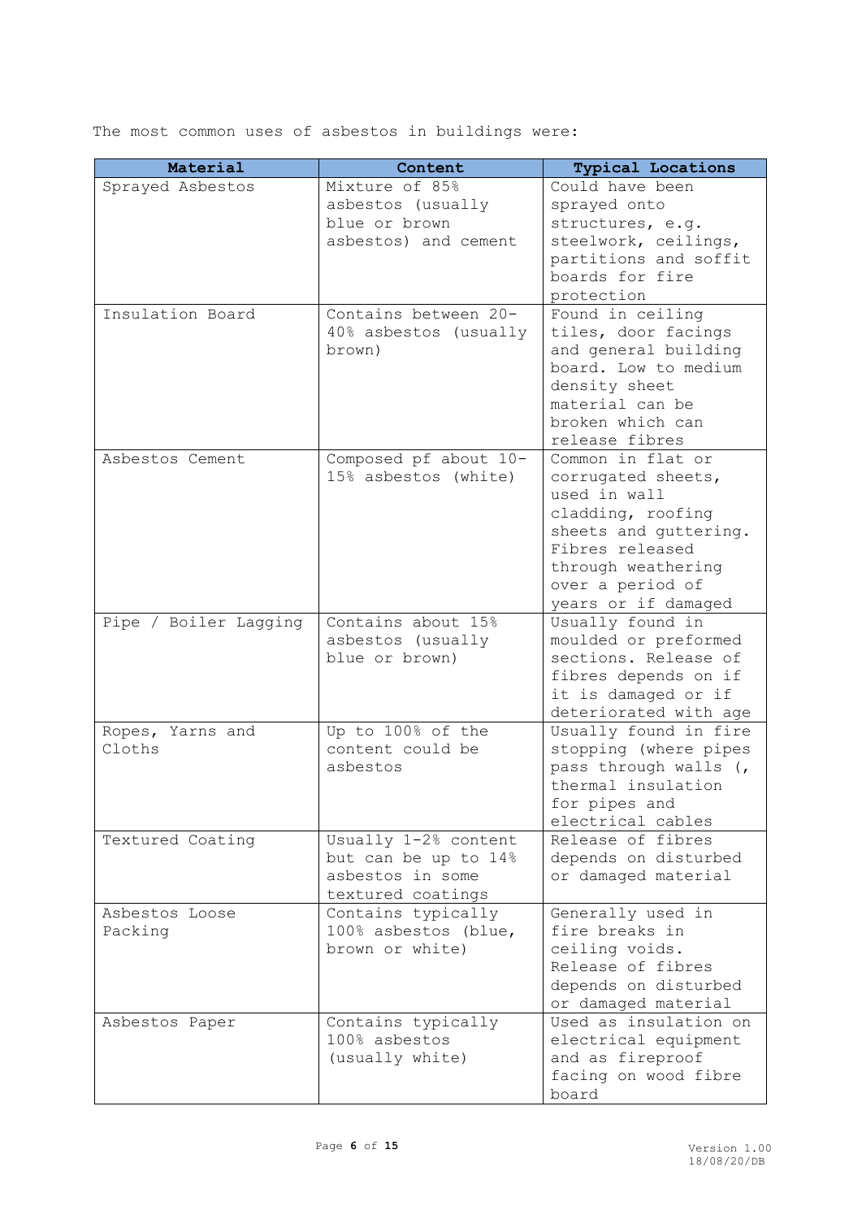The most common uses of asbestos in buildings were:

| Material | Content | Typical Locations |
|---|---|---|
| Sprayed Asbestos | Mixture of 85% asbestos (usually blue or brown asbestos) and cement | Could have been sprayed onto structures, e.g. steelwork, ceilings, partitions and soffit boards for fire protection |
| Insulation Board | Contains between 20-40% asbestos (usually brown) | Found in ceiling tiles, door facings and general building board. Low to medium density sheet material can be broken which can release fibres |
| Asbestos Cement | Composed pf about 10-15% asbestos (white) | Common in flat or corrugated sheets, used in wall cladding, roofing sheets and guttering. Fibres released through weathering over a period of years or if damaged |
| Pipe / Boiler Lagging | Contains about 15% asbestos (usually blue or brown) | Usually found in moulded or preformed sections. Release of fibres depends on if it is damaged or if deteriorated with age |
| Ropes, Yarns and Cloths | Up to 100% of the content could be asbestos | Usually found in fire stopping (where pipes pass through walls (, thermal insulation for pipes and electrical cables |
| Textured Coating | Usually 1-2% content but can be up to 14% asbestos in some textured coatings | Release of fibres depends on disturbed or damaged material |
| Asbestos Loose Packing | Contains typically 100% asbestos (blue, brown or white) | Generally used in fire breaks in ceiling voids. Release of fibres depends on disturbed or damaged material |
| Asbestos Paper | Contains typically 100% asbestos (usually white) | Used as insulation on electrical equipment and as fireproof facing on wood fibre board |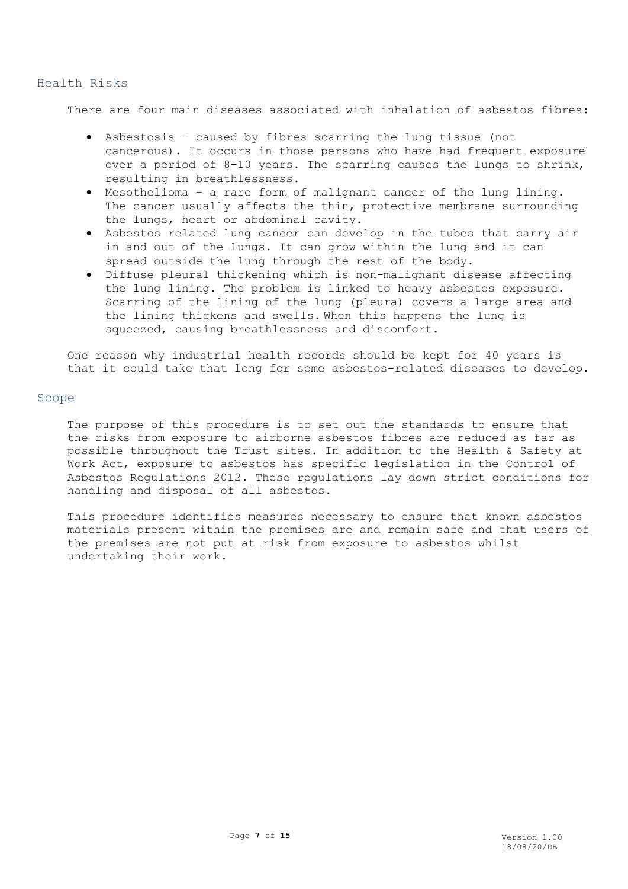## Health Risks

There are four main diseases associated with inhalation of asbestos fibres:

- Asbestosis – caused by fibres scarring the lung tissue (not cancerous). It occurs in those persons who have had frequent exposure over a period of 8-10 years. The scarring causes the lungs to shrink, resulting in breathlessness.
- Mesothelioma – a rare form of malignant cancer of the lung lining. The cancer usually affects the thin, protective membrane surrounding the lungs, heart or abdominal cavity.
- Asbestos related lung cancer can develop in the tubes that carry air in and out of the lungs. It can grow within the lung and it can spread outside the lung through the rest of the body.
- Diffuse pleural thickening which is non-malignant disease affecting the lung lining. The problem is linked to heavy asbestos exposure. Scarring of the lining of the lung (pleura) covers a large area and the lining thickens and swells. When this happens the lung is squeezed, causing breathlessness and discomfort.

One reason why industrial health records should be kept for 40 years is that it could take that long for some asbestos-related diseases to develop.

## Scope

The purpose of this procedure is to set out the standards to ensure that the risks from exposure to airborne asbestos fibres are reduced as far as possible throughout the Trust sites. In addition to the Health & Safety at Work Act, exposure to asbestos has specific legislation in the Control of Asbestos Regulations 2012. These regulations lay down strict conditions for handling and disposal of all asbestos.

This procedure identifies measures necessary to ensure that known asbestos materials present within the premises are and remain safe and that users of the premises are not put at risk from exposure to asbestos whilst undertaking their work.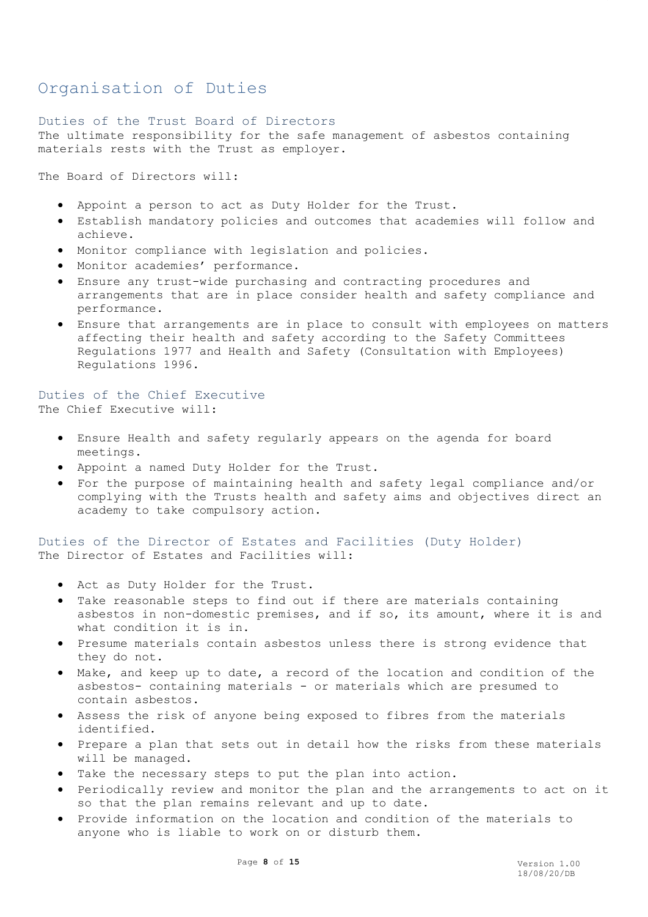# Organisation of Duties

## Duties of the Trust Board of Directors

The ultimate responsibility for the safe management of asbestos containing materials rests with the Trust as employer.

The Board of Directors will:

- Appoint a person to act as Duty Holder for the Trust.
- Establish mandatory policies and outcomes that academies will follow and achieve.
- Monitor compliance with legislation and policies.
- Monitor academies' performance.
- Ensure any trust-wide purchasing and contracting procedures and arrangements that are in place consider health and safety compliance and performance.
- Ensure that arrangements are in place to consult with employees on matters affecting their health and safety according to the Safety Committees Regulations 1977 and Health and Safety (Consultation with Employees) Regulations 1996.

## Duties of the Chief Executive

The Chief Executive will:

- Ensure Health and safety regularly appears on the agenda for board meetings.
- Appoint a named Duty Holder for the Trust.
- For the purpose of maintaining health and safety legal compliance and/or complying with the Trusts health and safety aims and objectives direct an academy to take compulsory action.

## Duties of the Director of Estates and Facilities (Duty Holder)

The Director of Estates and Facilities will:

- Act as Duty Holder for the Trust.
- Take reasonable steps to find out if there are materials containing asbestos in non-domestic premises, and if so, its amount, where it is and what condition it is in.
- Presume materials contain asbestos unless there is strong evidence that they do not.
- Make, and keep up to date, a record of the location and condition of the asbestos- containing materials - or materials which are presumed to contain asbestos.
- Assess the risk of anyone being exposed to fibres from the materials identified.
- Prepare a plan that sets out in detail how the risks from these materials will be managed.
- Take the necessary steps to put the plan into action.
- Periodically review and monitor the plan and the arrangements to act on it so that the plan remains relevant and up to date.
- Provide information on the location and condition of the materials to anyone who is liable to work on or disturb them.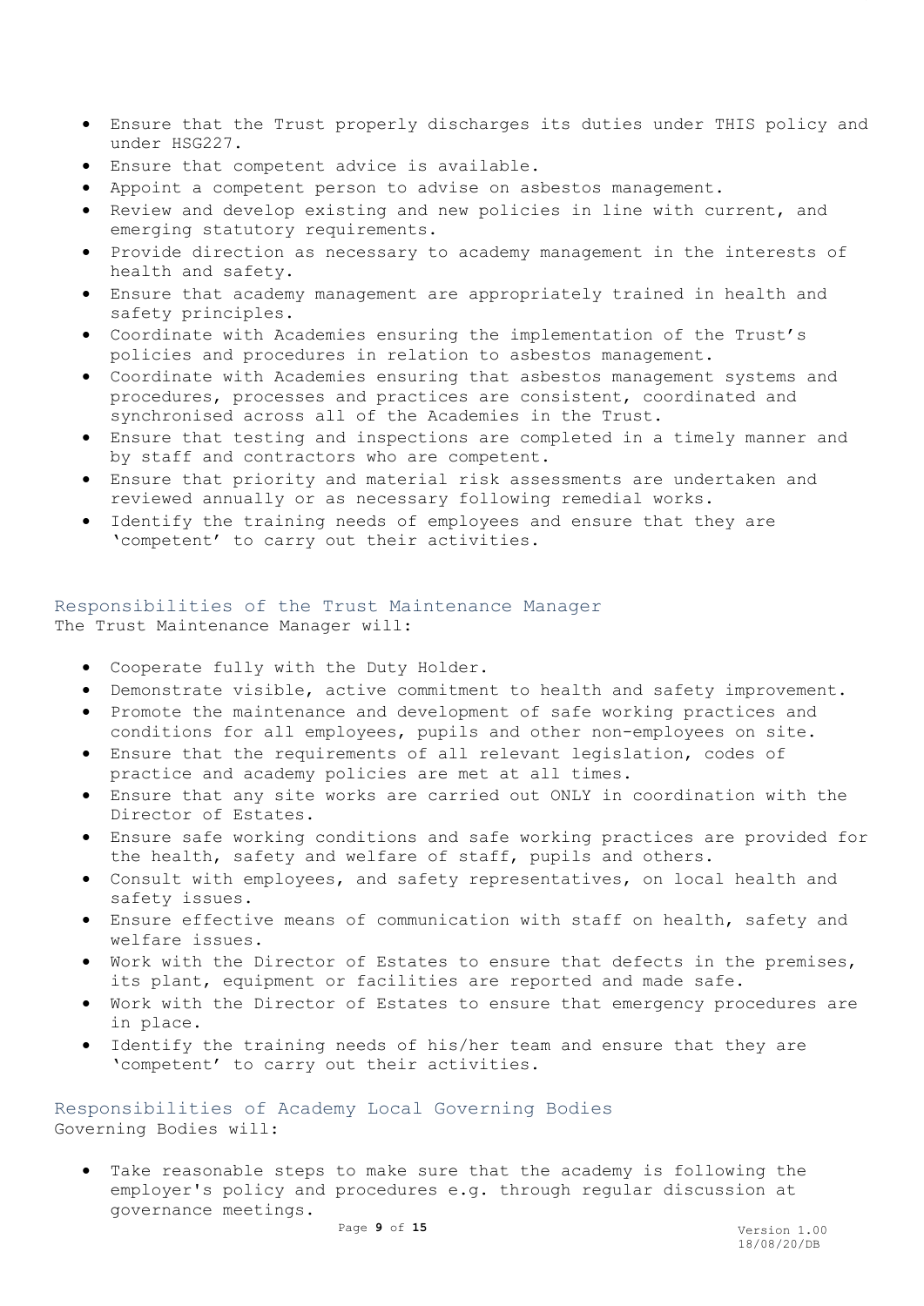- Ensure that the Trust properly discharges its duties under THIS policy and under HSG227.
- Ensure that competent advice is available.
- Appoint a competent person to advise on asbestos management.
- Review and develop existing and new policies in line with current, and emerging statutory requirements.
- Provide direction as necessary to academy management in the interests of health and safety.
- Ensure that academy management are appropriately trained in health and safety principles.
- Coordinate with Academies ensuring the implementation of the Trust's policies and procedures in relation to asbestos management.
- Coordinate with Academies ensuring that asbestos management systems and procedures, processes and practices are consistent, coordinated and synchronised across all of the Academies in the Trust.
- Ensure that testing and inspections are completed in a timely manner and by staff and contractors who are competent.
- Ensure that priority and material risk assessments are undertaken and reviewed annually or as necessary following remedial works.
- Identify the training needs of employees and ensure that they are 'competent' to carry out their activities.

## Responsibilities of the Trust Maintenance Manager

The Trust Maintenance Manager will:

- Cooperate fully with the Duty Holder.
- Demonstrate visible, active commitment to health and safety improvement.
- Promote the maintenance and development of safe working practices and conditions for all employees, pupils and other non-employees on site.
- Ensure that the requirements of all relevant legislation, codes of practice and academy policies are met at all times.
- Ensure that any site works are carried out ONLY in coordination with the Director of Estates.
- Ensure safe working conditions and safe working practices are provided for the health, safety and welfare of staff, pupils and others.
- Consult with employees, and safety representatives, on local health and safety issues.
- Ensure effective means of communication with staff on health, safety and welfare issues.
- Work with the Director of Estates to ensure that defects in the premises, its plant, equipment or facilities are reported and made safe.
- Work with the Director of Estates to ensure that emergency procedures are in place.
- Identify the training needs of his/her team and ensure that they are 'competent' to carry out their activities.

## Responsibilities of Academy Local Governing Bodies

Governing Bodies will:

- Take reasonable steps to make sure that the academy is following the employer's policy and procedures e.g. through regular discussion at governance meetings.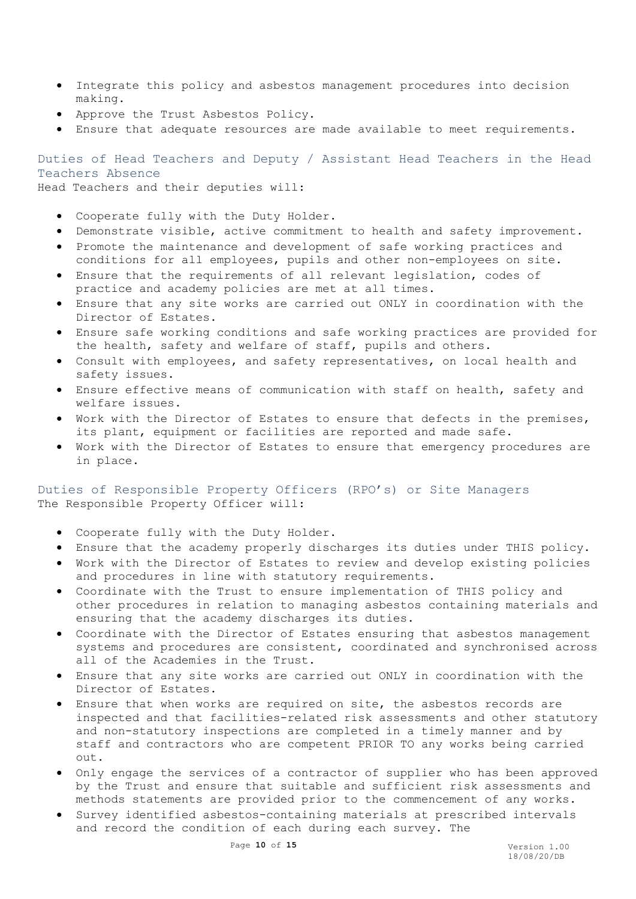- Integrate this policy and asbestos management procedures into decision making.
- Approve the Trust Asbestos Policy.
- Ensure that adequate resources are made available to meet requirements.

### Duties of Head Teachers and Deputy / Assistant Head Teachers in the Head Teachers Absence

Head Teachers and their deputies will:

- Cooperate fully with the Duty Holder.
- Demonstrate visible, active commitment to health and safety improvement.
- Promote the maintenance and development of safe working practices and conditions for all employees, pupils and other non-employees on site.
- Ensure that the requirements of all relevant legislation, codes of practice and academy policies are met at all times.
- Ensure that any site works are carried out ONLY in coordination with the Director of Estates.
- Ensure safe working conditions and safe working practices are provided for the health, safety and welfare of staff, pupils and others.
- Consult with employees, and safety representatives, on local health and safety issues.
- Ensure effective means of communication with staff on health, safety and welfare issues.
- Work with the Director of Estates to ensure that defects in the premises, its plant, equipment or facilities are reported and made safe.
- Work with the Director of Estates to ensure that emergency procedures are in place.

### Duties of Responsible Property Officers (RPO's) or Site Managers

The Responsible Property Officer will:

- Cooperate fully with the Duty Holder.
- Ensure that the academy properly discharges its duties under THIS policy.
- Work with the Director of Estates to review and develop existing policies and procedures in line with statutory requirements.
- Coordinate with the Trust to ensure implementation of THIS policy and other procedures in relation to managing asbestos containing materials and ensuring that the academy discharges its duties.
- Coordinate with the Director of Estates ensuring that asbestos management systems and procedures are consistent, coordinated and synchronised across all of the Academies in the Trust.
- Ensure that any site works are carried out ONLY in coordination with the Director of Estates.
- Ensure that when works are required on site, the asbestos records are inspected and that facilities-related risk assessments and other statutory and non-statutory inspections are completed in a timely manner and by staff and contractors who are competent PRIOR TO any works being carried out.
- Only engage the services of a contractor of supplier who has been approved by the Trust and ensure that suitable and sufficient risk assessments and methods statements are provided prior to the commencement of any works.
- Survey identified asbestos-containing materials at prescribed intervals and record the condition of each during each survey. The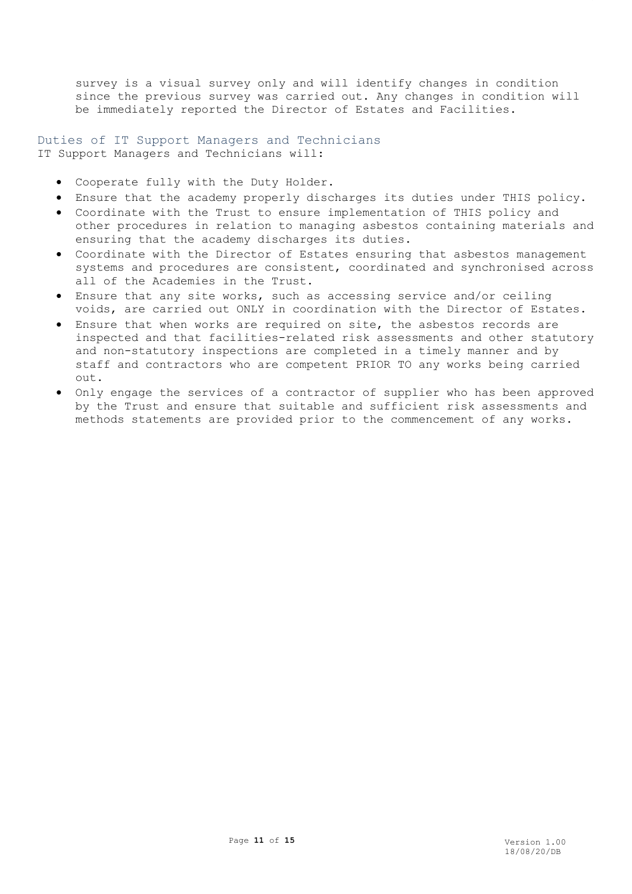survey is a visual survey only and will identify changes in condition since the previous survey was carried out. Any changes in condition will be immediately reported the Director of Estates and Facilities.

## Duties of IT Support Managers and Technicians

IT Support Managers and Technicians will:

- Cooperate fully with the Duty Holder.
- Ensure that the academy properly discharges its duties under THIS policy.
- Coordinate with the Trust to ensure implementation of THIS policy and other procedures in relation to managing asbestos containing materials and ensuring that the academy discharges its duties.
- Coordinate with the Director of Estates ensuring that asbestos management systems and procedures are consistent, coordinated and synchronised across all of the Academies in the Trust.
- Ensure that any site works, such as accessing service and/or ceiling voids, are carried out ONLY in coordination with the Director of Estates.
- Ensure that when works are required on site, the asbestos records are inspected and that facilities-related risk assessments and other statutory and non-statutory inspections are completed in a timely manner and by staff and contractors who are competent PRIOR TO any works being carried out.
- Only engage the services of a contractor of supplier who has been approved by the Trust and ensure that suitable and sufficient risk assessments and methods statements are provided prior to the commencement of any works.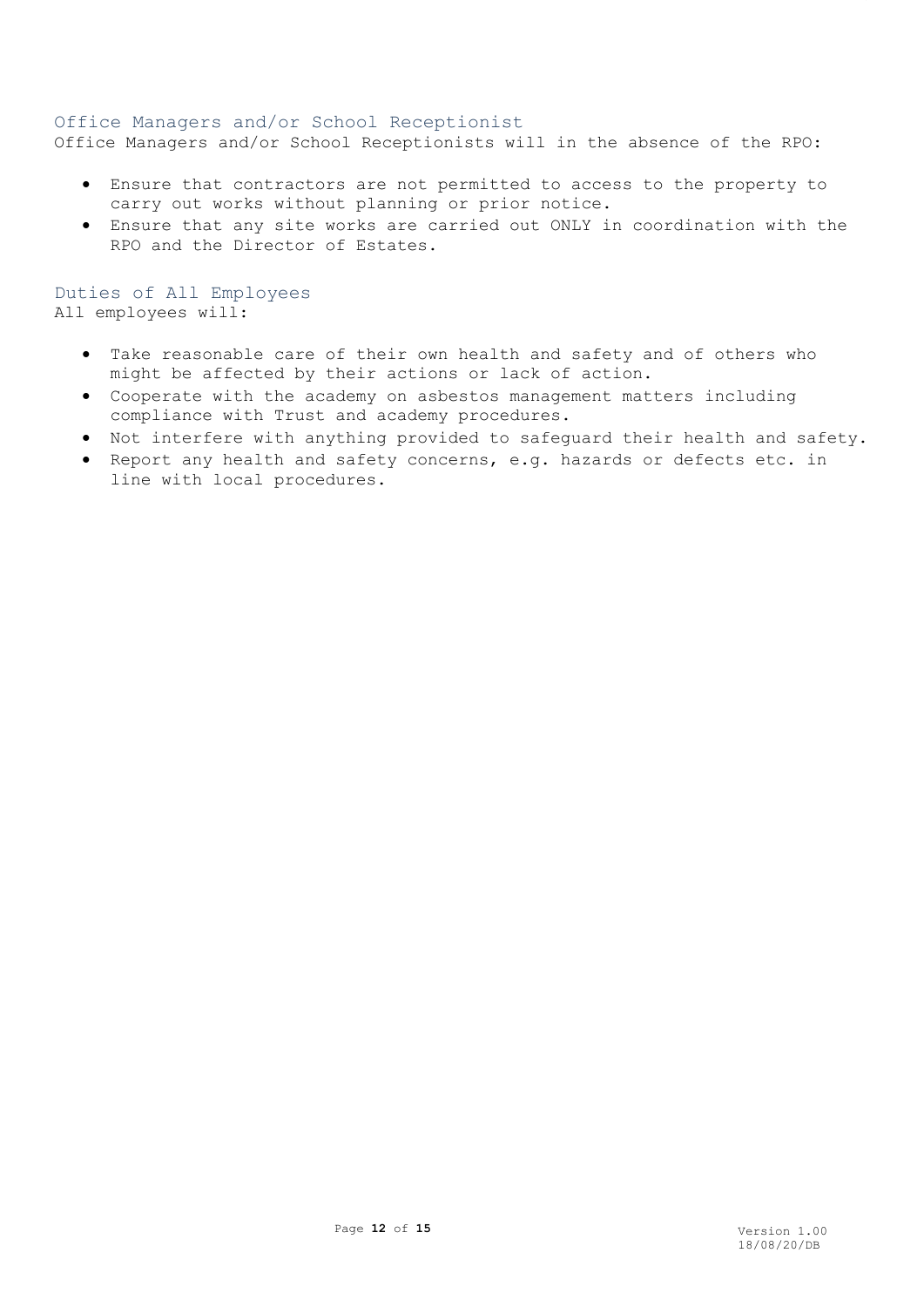### Office Managers and/or School Receptionist

Office Managers and/or School Receptionists will in the absence of the RPO:

- Ensure that contractors are not permitted to access to the property to carry out works without planning or prior notice.
- Ensure that any site works are carried out ONLY in coordination with the RPO and the Director of Estates.

### Duties of All Employees

All employees will:

- Take reasonable care of their own health and safety and of others who might be affected by their actions or lack of action.
- Cooperate with the academy on asbestos management matters including compliance with Trust and academy procedures.
- Not interfere with anything provided to safeguard their health and safety.
- Report any health and safety concerns, e.g. hazards or defects etc. in line with local procedures.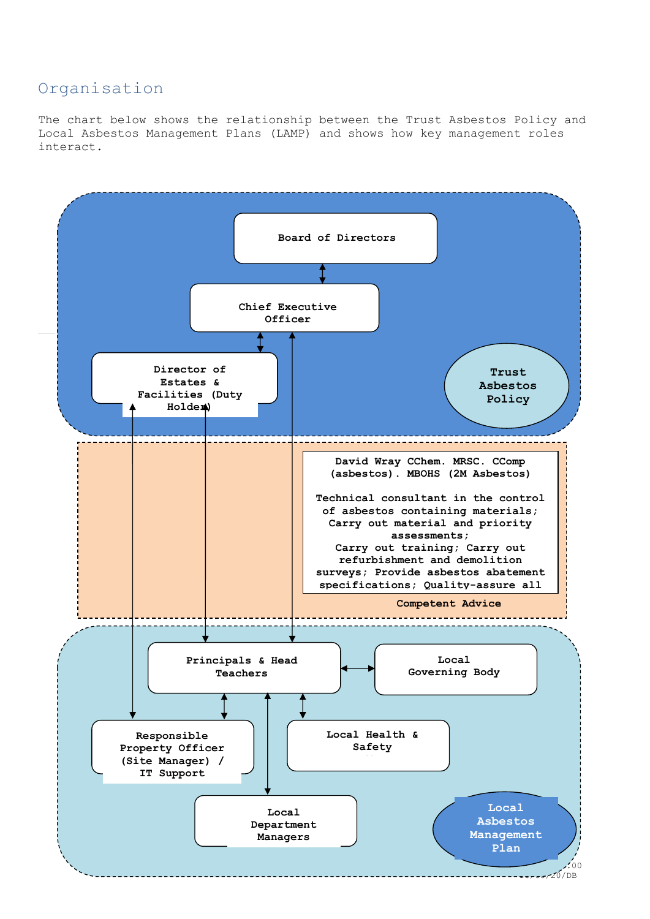## Organisation

The chart below shows the relationship between the Trust Asbestos Policy and Local Asbestos Management Plans (LAMP) and shows how key management roles interact.

**Board of Directors**

**Chief Executive Officer**

**Director of Estates & Facilities (Duty Holder)**

**Trust Asbestos Policy**

**David Wray CChem. MRSC. CComp (asbestos). MBOHS (2M Asbestos)**

**Technical consultant in the control of asbestos containing materials; Carry out material and priority assessments; Carry out training; Carry out refurbishment and demolition surveys; Provide asbestos abatement specifications; Quality-assure all**

**Competent Advice**

**Principals & Head Teachers**

**Local Governing Body**

**Responsible Property Officer (Site Manager) / IT Support**

**Local Health & Safety**

**Local Department Managers**

**Local Asbestos Management Plan**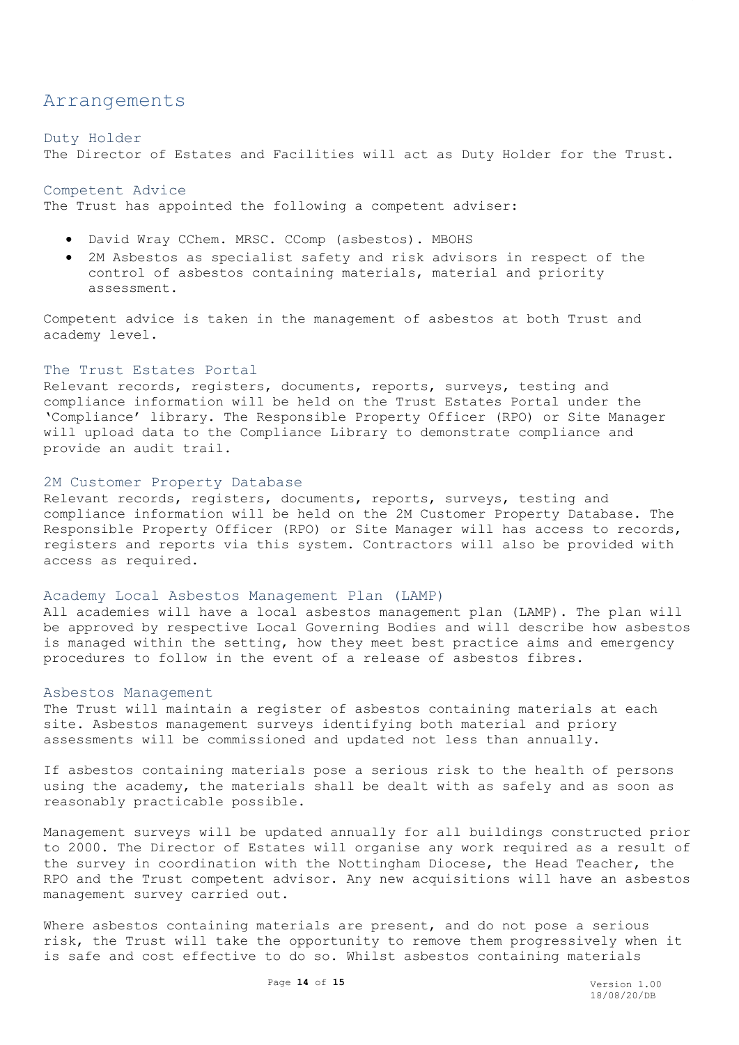# Arrangements

## Duty Holder

The Director of Estates and Facilities will act as Duty Holder for the Trust.

## Competent Advice

The Trust has appointed the following a competent adviser:

- David Wray CChem. MRSC. CComp (asbestos). MBOHS
- 2M Asbestos as specialist safety and risk advisors in respect of the control of asbestos containing materials, material and priority assessment.

Competent advice is taken in the management of asbestos at both Trust and academy level.

## The Trust Estates Portal

Relevant records, registers, documents, reports, surveys, testing and compliance information will be held on the Trust Estates Portal under the 'Compliance' library. The Responsible Property Officer (RPO) or Site Manager will upload data to the Compliance Library to demonstrate compliance and provide an audit trail.

## 2M Customer Property Database

Relevant records, registers, documents, reports, surveys, testing and compliance information will be held on the 2M Customer Property Database. The Responsible Property Officer (RPO) or Site Manager will has access to records, registers and reports via this system. Contractors will also be provided with access as required.

## Academy Local Asbestos Management Plan (LAMP)

All academies will have a local asbestos management plan (LAMP). The plan will be approved by respective Local Governing Bodies and will describe how asbestos is managed within the setting, how they meet best practice aims and emergency procedures to follow in the event of a release of asbestos fibres.

## Asbestos Management

The Trust will maintain a register of asbestos containing materials at each site. Asbestos management surveys identifying both material and priory assessments will be commissioned and updated not less than annually.

If asbestos containing materials pose a serious risk to the health of persons using the academy, the materials shall be dealt with as safely and as soon as reasonably practicable possible.

Management surveys will be updated annually for all buildings constructed prior to 2000. The Director of Estates will organise any work required as a result of the survey in coordination with the Nottingham Diocese, the Head Teacher, the RPO and the Trust competent advisor. Any new acquisitions will have an asbestos management survey carried out.

Where asbestos containing materials are present, and do not pose a serious risk, the Trust will take the opportunity to remove them progressively when it is safe and cost effective to do so. Whilst asbestos containing materials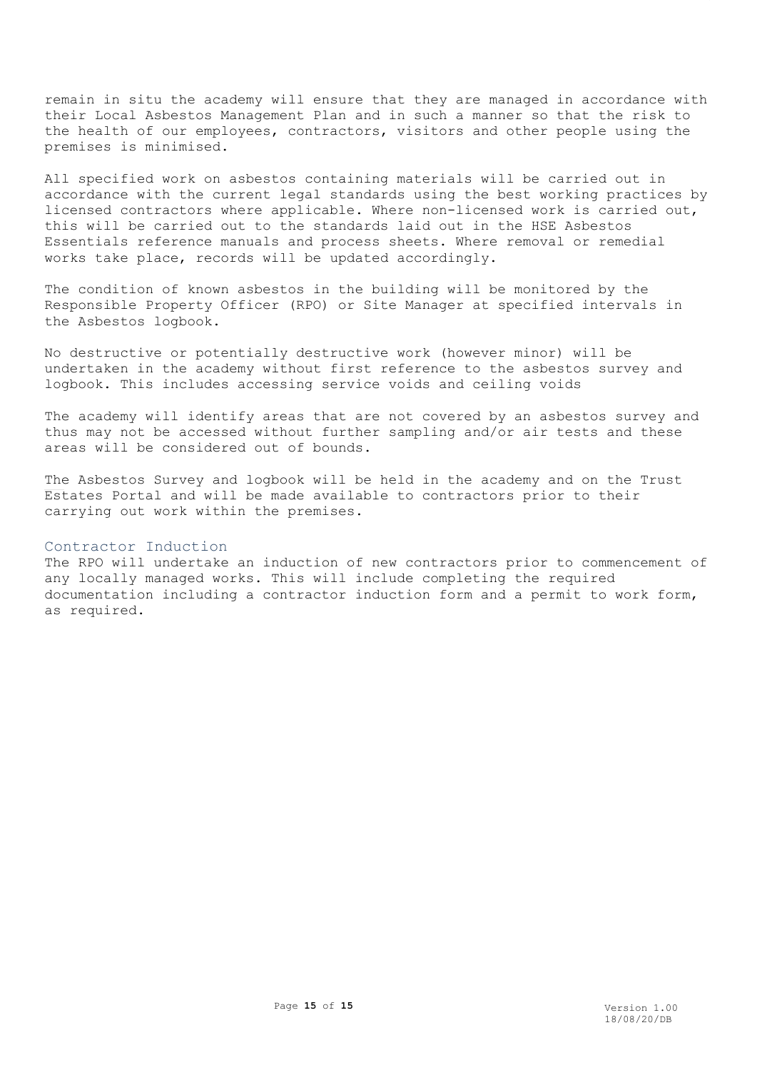remain in situ the academy will ensure that they are managed in accordance with their Local Asbestos Management Plan and in such a manner so that the risk to the health of our employees, contractors, visitors and other people using the premises is minimised.

All specified work on asbestos containing materials will be carried out in accordance with the current legal standards using the best working practices by licensed contractors where applicable. Where non-licensed work is carried out, this will be carried out to the standards laid out in the HSE Asbestos Essentials reference manuals and process sheets. Where removal or remedial works take place, records will be updated accordingly.

The condition of known asbestos in the building will be monitored by the Responsible Property Officer (RPO) or Site Manager at specified intervals in the Asbestos logbook.

No destructive or potentially destructive work (however minor) will be undertaken in the academy without first reference to the asbestos survey and logbook. This includes accessing service voids and ceiling voids

The academy will identify areas that are not covered by an asbestos survey and thus may not be accessed without further sampling and/or air tests and these areas will be considered out of bounds.

The Asbestos Survey and logbook will be held in the academy and on the Trust Estates Portal and will be made available to contractors prior to their carrying out work within the premises.

### Contractor Induction

The RPO will undertake an induction of new contractors prior to commencement of any locally managed works. This will include completing the required documentation including a contractor induction form and a permit to work form, as required.